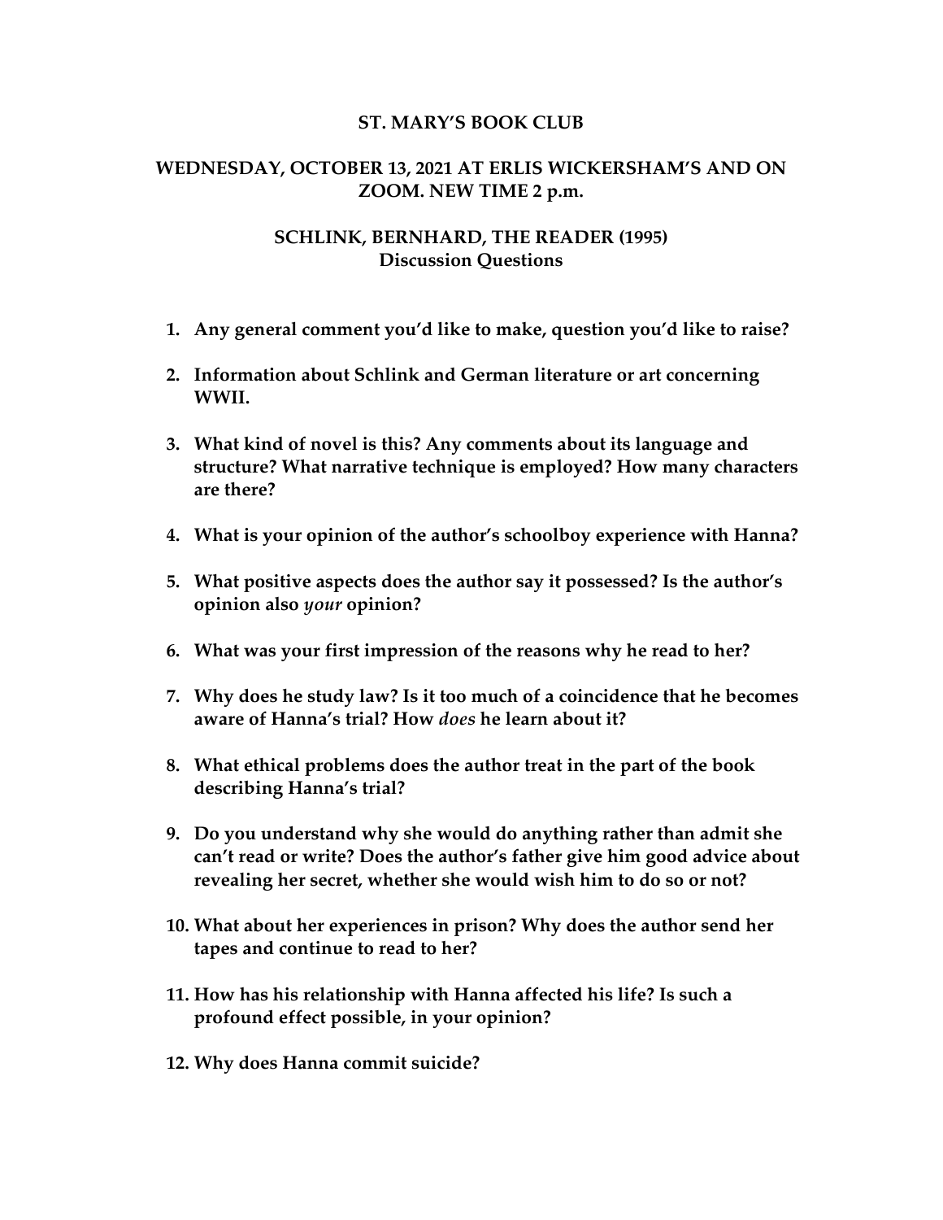# ST. MARY'S BOOK CLUB

## WEDNESDAY, OCTOBER 13, 2021 AT ERLIS WICKERSHAM'S AND ON ZOOM. NEW TIME 2 p.m.

## SCHLINK, BERNHARD, THE READER (1995)
## Discussion Questions

1. **Any general comment you'd like to make, question you'd like to raise?**

2. **Information about Schlink and German literature or art concerning WWII.**

3. **What kind of novel is this? Any comments about its language and structure? What narrative technique is employed? How many characters are there?**

4. **What is your opinion of the author's schoolboy experience with Hanna?**

5. **What positive aspects does the author say it possessed? Is the author's opinion also *your* opinion?**

6. **What was your first impression of the reasons why he read to her?**

7. **Why does he study law? Is it too much of a coincidence that he becomes aware of Hanna's trial? How *does* he learn about it?**

8. **What ethical problems does the author treat in the part of the book describing Hanna's trial?**

9. **Do you understand why she would do anything rather than admit she can't read or write? Does the author's father give him good advice about revealing her secret, whether she would wish him to do so or not?**

10. **What about her experiences in prison? Why does the author send her tapes and continue to read to her?**

11. **How has his relationship with Hanna affected his life? Is such a profound effect possible, in your opinion?**

12. **Why does Hanna commit suicide?**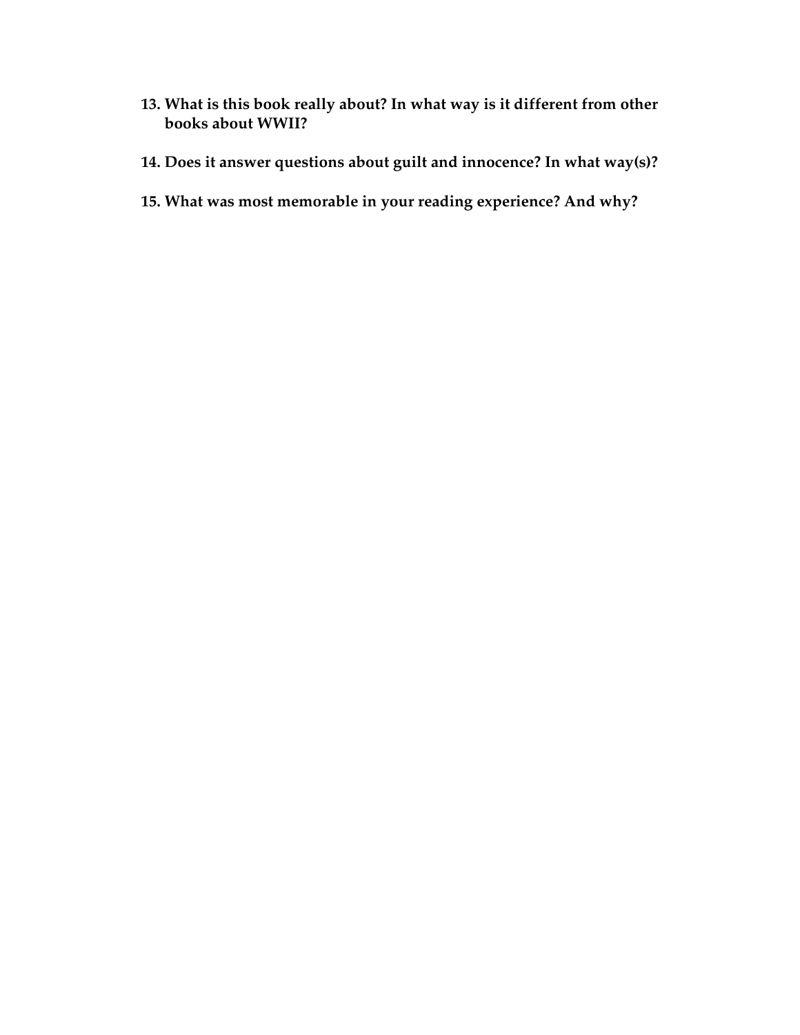13. **What is this book really about? In what way is it different from other books about WWII?**

14. **Does it answer questions about guilt and innocence? In what way(s)?**

15. **What was most memorable in your reading experience? And why?**